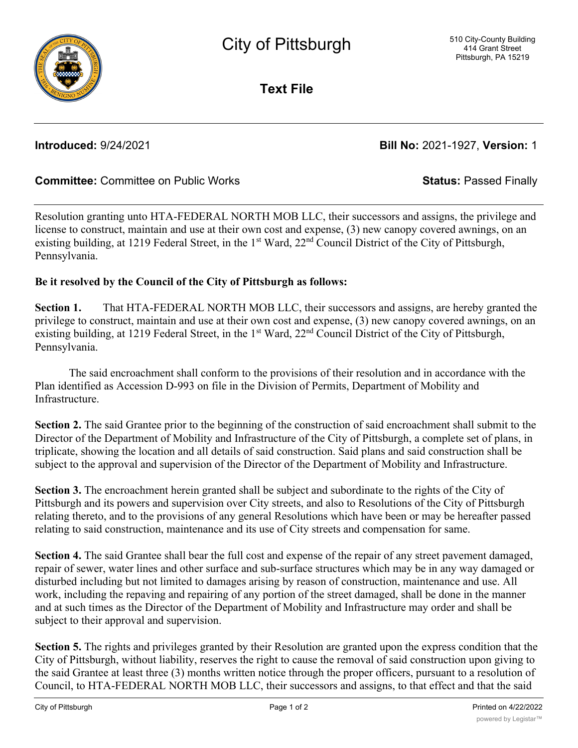# City of Pittsburgh

510 City-County Building
414 Grant Street
Pittsburgh, PA 15219

## Text File

**Introduced:** 9/24/2021 **Bill No:** 2021-1927, **Version:** 1

**Committee:** Committee on Public Works **Status:** Passed Finally

---

Resolution granting unto HTA-FEDERAL NORTH MOB LLC, their successors and assigns, the privilege and license to construct, maintain and use at their own cost and expense, (3) new canopy covered awnings, on an existing building, at 1219 Federal Street, in the 1st Ward, 22nd Council District of the City of Pittsburgh, Pennsylvania.

**Be it resolved by the Council of the City of Pittsburgh as follows:**

**Section 1.** That HTA-FEDERAL NORTH MOB LLC, their successors and assigns, are hereby granted the privilege to construct, maintain and use at their own cost and expense, (3) new canopy covered awnings, on an existing building, at 1219 Federal Street, in the 1st Ward, 22nd Council District of the City of Pittsburgh, Pennsylvania.

The said encroachment shall conform to the provisions of their resolution and in accordance with the Plan identified as Accession D-993 on file in the Division of Permits, Department of Mobility and Infrastructure.

**Section 2.** The said Grantee prior to the beginning of the construction of said encroachment shall submit to the Director of the Department of Mobility and Infrastructure of the City of Pittsburgh, a complete set of plans, in triplicate, showing the location and all details of said construction. Said plans and said construction shall be subject to the approval and supervision of the Director of the Department of Mobility and Infrastructure.

**Section 3.** The encroachment herein granted shall be subject and subordinate to the rights of the City of Pittsburgh and its powers and supervision over City streets, and also to Resolutions of the City of Pittsburgh relating thereto, and to the provisions of any general Resolutions which have been or may be hereafter passed relating to said construction, maintenance and its use of City streets and compensation for same.

**Section 4.** The said Grantee shall bear the full cost and expense of the repair of any street pavement damaged, repair of sewer, water lines and other surface and sub-surface structures which may be in any way damaged or disturbed including but not limited to damages arising by reason of construction, maintenance and use. All work, including the repaving and repairing of any portion of the street damaged, shall be done in the manner and at such times as the Director of the Department of Mobility and Infrastructure may order and shall be subject to their approval and supervision.

**Section 5.** The rights and privileges granted by their Resolution are granted upon the express condition that the City of Pittsburgh, without liability, reserves the right to cause the removal of said construction upon giving to the said Grantee at least three (3) months written notice through the proper officers, pursuant to a resolution of Council, to HTA-FEDERAL NORTH MOB LLC, their successors and assigns, to that effect and that the said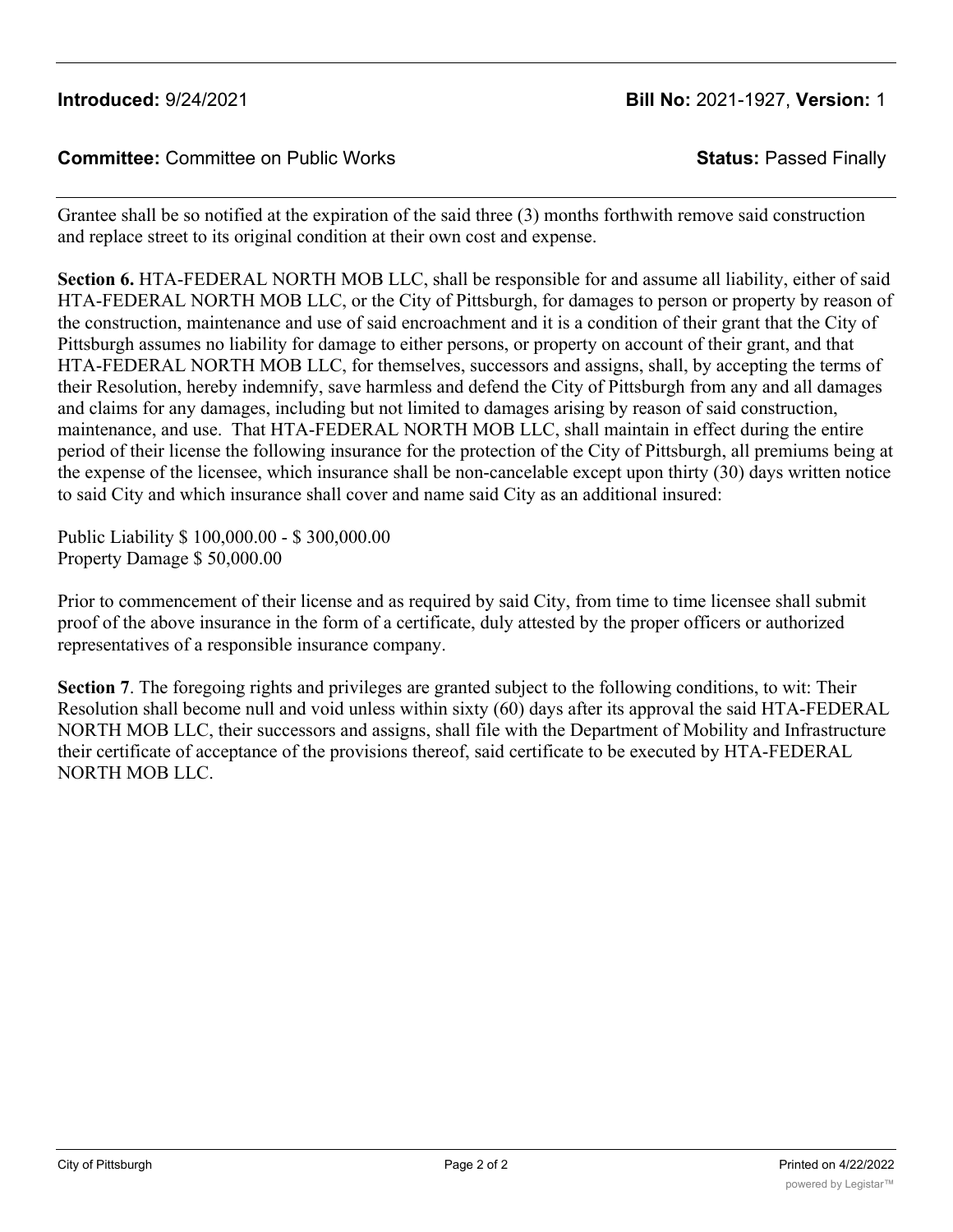Grantee shall be so notified at the expiration of the said three (3) months forthwith remove said construction and replace street to its original condition at their own cost and expense.

**Section 6.** HTA-FEDERAL NORTH MOB LLC, shall be responsible for and assume all liability, either of said HTA-FEDERAL NORTH MOB LLC, or the City of Pittsburgh, for damages to person or property by reason of the construction, maintenance and use of said encroachment and it is a condition of their grant that the City of Pittsburgh assumes no liability for damage to either persons, or property on account of their grant, and that HTA-FEDERAL NORTH MOB LLC, for themselves, successors and assigns, shall, by accepting the terms of their Resolution, hereby indemnify, save harmless and defend the City of Pittsburgh from any and all damages and claims for any damages, including but not limited to damages arising by reason of said construction, maintenance, and use. That HTA-FEDERAL NORTH MOB LLC, shall maintain in effect during the entire period of their license the following insurance for the protection of the City of Pittsburgh, all premiums being at the expense of the licensee, which insurance shall be non-cancelable except upon thirty (30) days written notice to said City and which insurance shall cover and name said City as an additional insured:

Public Liability $ 100,000.00 - $ 300,000.00
Property Damage $ 50,000.00

Prior to commencement of their license and as required by said City, from time to time licensee shall submit proof of the above insurance in the form of a certificate, duly attested by the proper officers or authorized representatives of a responsible insurance company.

**Section 7**. The foregoing rights and privileges are granted subject to the following conditions, to wit: Their Resolution shall become null and void unless within sixty (60) days after its approval the said HTA-FEDERAL NORTH MOB LLC, their successors and assigns, shall file with the Department of Mobility and Infrastructure their certificate of acceptance of the provisions thereof, said certificate to be executed by HTA-FEDERAL NORTH MOB LLC.